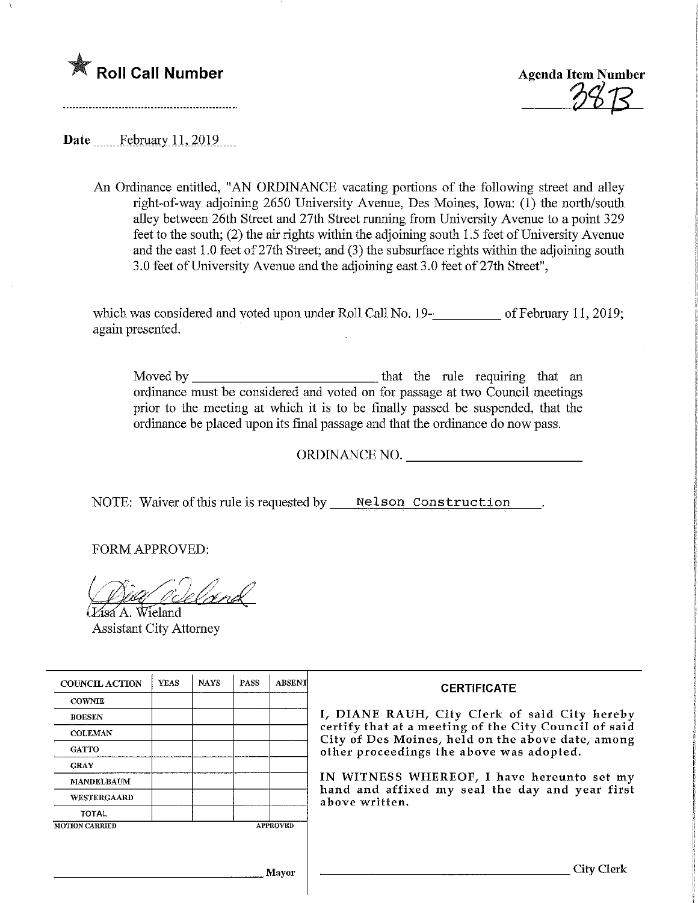★ **Roll Call Number**

..........................................................

**Agenda Item Number**

38B

**Date** February 11, 2019

An Ordinance entitled, "AN ORDINANCE vacating portions of the following street and alley right-of-way adjoining 2650 University Avenue, Des Moines, Iowa: (1) the north/south alley between 26th Street and 27th Street running from University Avenue to a point 329 feet to the south; (2) the air rights within the adjoining south 1.5 feet of University Avenue and the east 1.0 feet of 27th Street; and (3) the subsurface rights within the adjoining south 3.0 feet of University Avenue and the adjoining east 3.0 feet of 27th Street",

which was considered and voted upon under Roll Call No. 19-__________ of February 11, 2019; again presented.

Moved by ____________________________ that the rule requiring that an ordinance must be considered and voted on for passage at two Council meetings prior to the meeting at which it is to be finally passed be suspended, that the ordinance be placed upon its final passage and that the ordinance do now pass.

ORDINANCE NO. __________________________

NOTE: Waiver of this rule is requested by Nelson Construction.

FORM APPROVED:

Lisa A. Wieland
Assistant City Attorney

| COUNCIL ACTION | YEAS | NAYS | PASS | ABSENT |
|---|---|---|---|---|
| COWNIE | | | | |
| BOESEN | | | | |
| COLEMAN | | | | |
| GATTO | | | | |
| GRAY | | | | |
| MANDELBAUM | | | | |
| WESTERGAARD | | | | |
| TOTAL | | | | |

MOTION CARRIED APPROVED

______________________________ Mayor

**CERTIFICATE**

I, DIANE RAUH, City Clerk of said City hereby certify that at a meeting of the City Council of said City of Des Moines, held on the above date, among other proceedings the above was adopted.

IN WITNESS WHEREOF, I have hereunto set my hand and affixed my seal the day and year first above written.

______________________________ City Clerk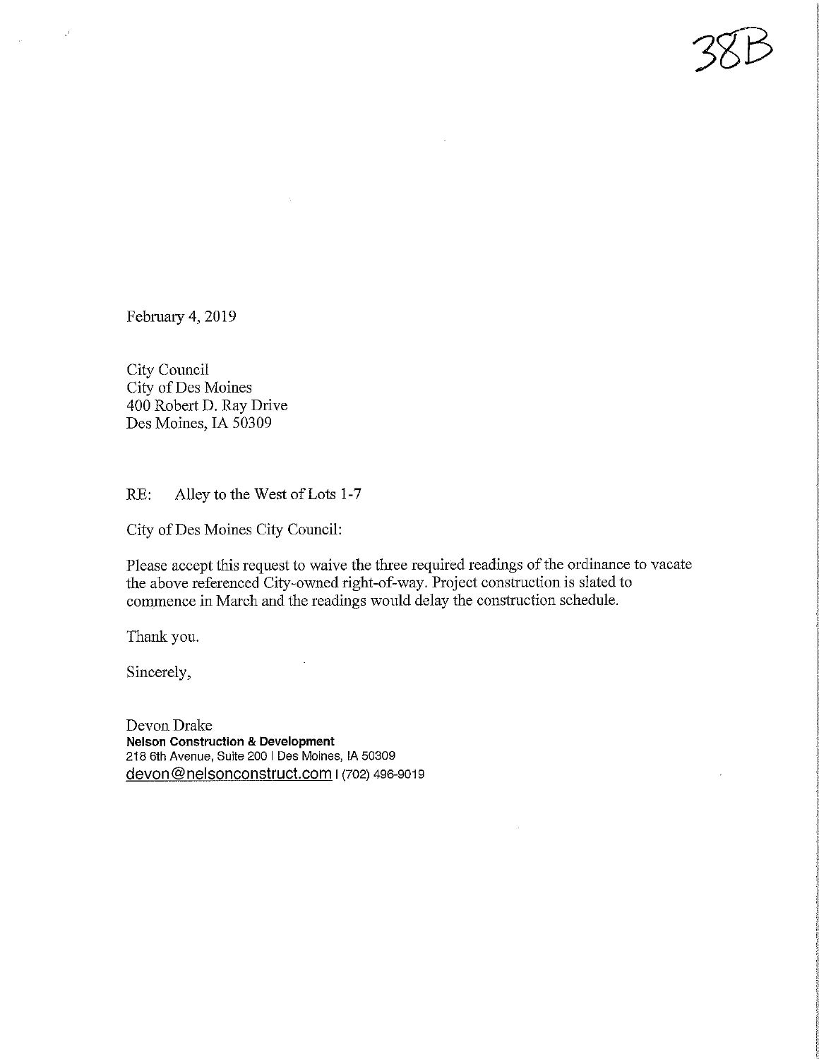38B

February 4, 2019

City Council
City of Des Moines
400 Robert D. Ray Drive
Des Moines, IA 50309

RE: Alley to the West of Lots 1-7

City of Des Moines City Council:

Please accept this request to waive the three required readings of the ordinance to vacate the above referenced City-owned right-of-way. Project construction is slated to commence in March and the readings would delay the construction schedule.

Thank you.

Sincerely,

Devon Drake
**Nelson Construction & Development**
218 6th Avenue, Suite 200 | Des Moines, IA 50309
devon@nelsonconstruct.com | (702) 496-9019